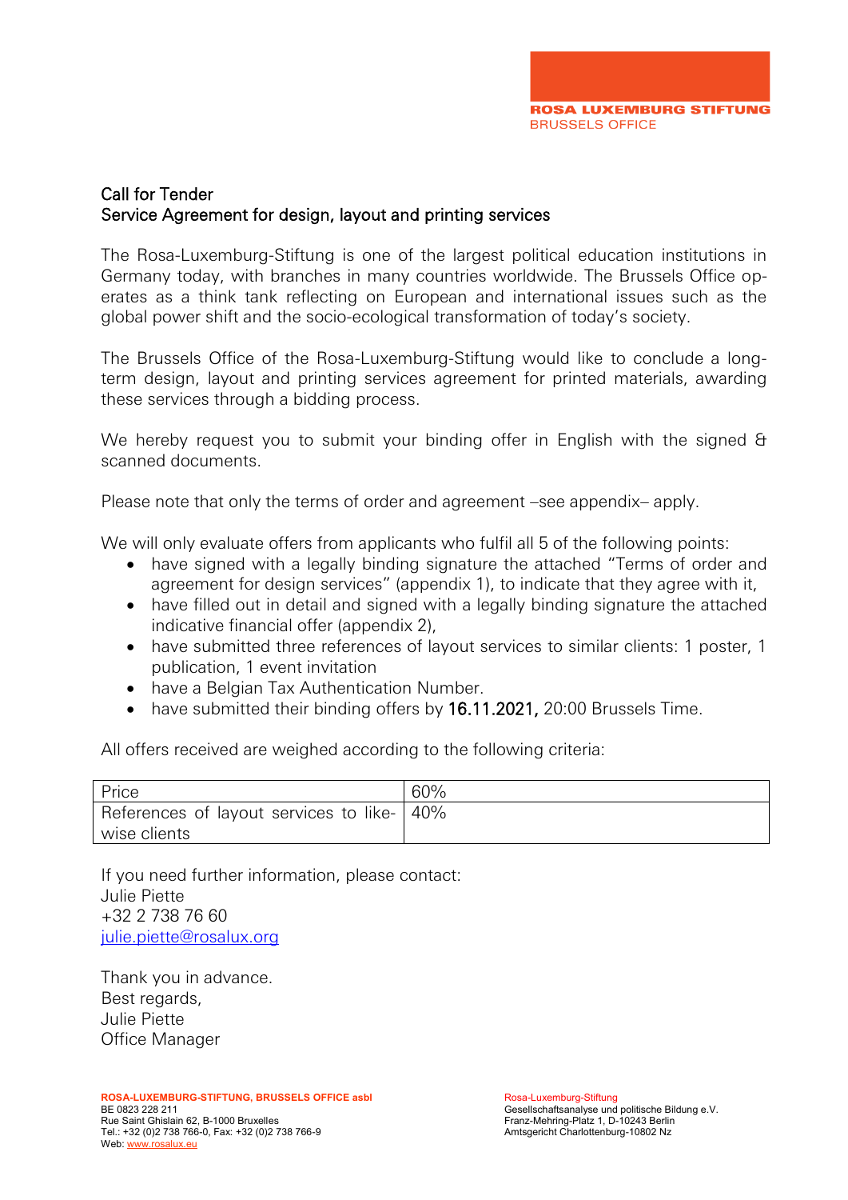ROSA LUXEMBURG STIFTUNG
BRUSSELS OFFICE

## Call for Tender
## Service Agreement for design, layout and printing services

The Rosa-Luxemburg-Stiftung is one of the largest political education institutions in Germany today, with branches in many countries worldwide. The Brussels Office operates as a think tank reflecting on European and international issues such as the global power shift and the socio-ecological transformation of today's society.

The Brussels Office of the Rosa-Luxemburg-Stiftung would like to conclude a long-term design, layout and printing services agreement for printed materials, awarding these services through a bidding process.

We hereby request you to submit your binding offer in English with the signed & scanned documents.

Please note that only the terms of order and agreement –see appendix– apply.

We will only evaluate offers from applicants who fulfil all 5 of the following points:

- have signed with a legally binding signature the attached "Terms of order and agreement for design services" (appendix 1), to indicate that they agree with it,
- have filled out in detail and signed with a legally binding signature the attached indicative financial offer (appendix 2),
- have submitted three references of layout services to similar clients: 1 poster, 1 publication, 1 event invitation
- have a Belgian Tax Authentication Number.
- have submitted their binding offers by 16.11.2021, 20:00 Brussels Time.

All offers received are weighed according to the following criteria:

| Price | 60% |
|---|---|
| References of layout services to likewise clients | 40% |

If you need further information, please contact:
Julie Piette
+32 2 738 76 60
julie.piette@rosalux.org

Thank you in advance.
Best regards,
Julie Piette
Office Manager

**ROSA-LUXEMBURG-STIFTUNG, BRUSSELS OFFICE asbl**
BE 0823 228 211
Rue Saint Ghislain 62, B-1000 Bruxelles
Tel.: +32 (0)2 738 766-0, Fax: +32 (0)2 738 766-9
Web: www.rosalux.eu

Rosa-Luxemburg-Stiftung
Gesellschaftsanalyse und politische Bildung e.V.
Franz-Mehring-Platz 1, D-10243 Berlin
Amtsgericht Charlottenburg-10802 Nz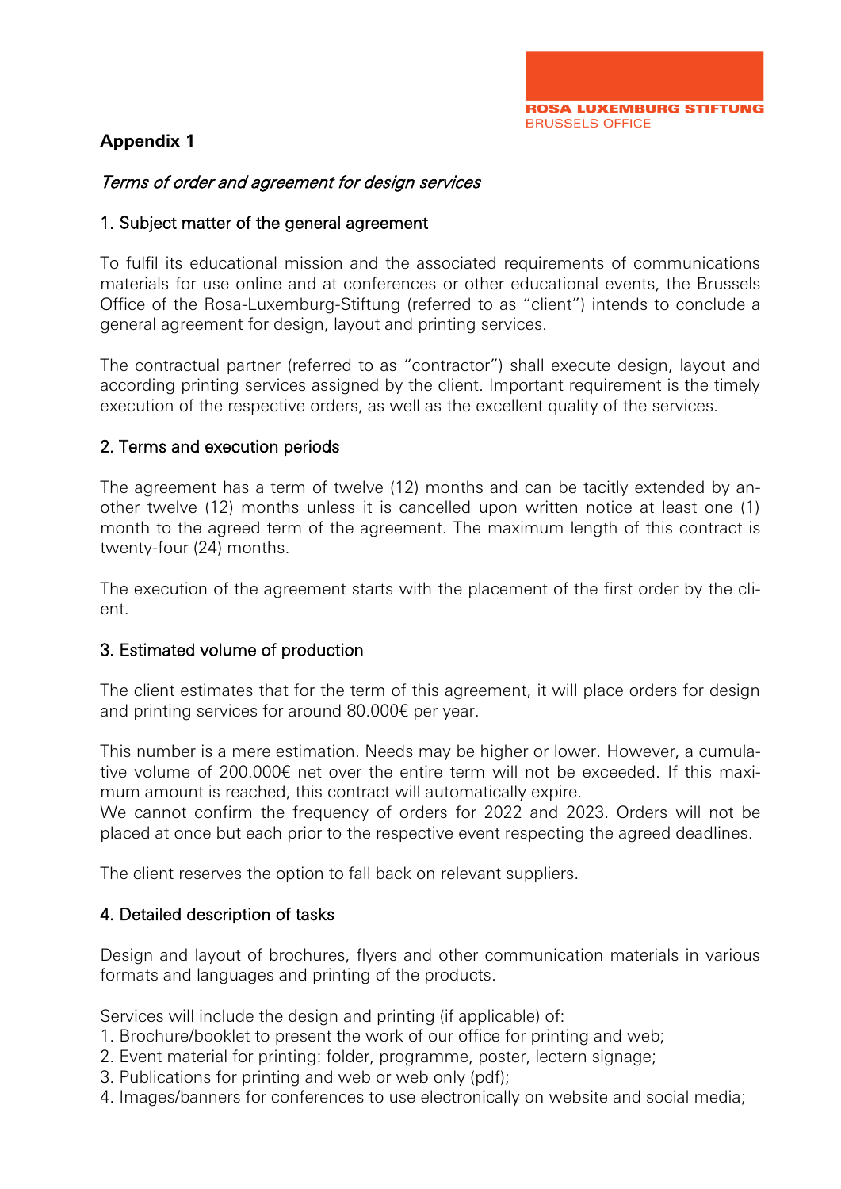ROSA LUXEMBURG STIFTUNG
BRUSSELS OFFICE

**Appendix 1**

*Terms of order and agreement for design services*

## 1. Subject matter of the general agreement

To fulfil its educational mission and the associated requirements of communications materials for use online and at conferences or other educational events, the Brussels Office of the Rosa-Luxemburg-Stiftung (referred to as "client") intends to conclude a general agreement for design, layout and printing services.

The contractual partner (referred to as "contractor") shall execute design, layout and according printing services assigned by the client. Important requirement is the timely execution of the respective orders, as well as the excellent quality of the services.

## 2. Terms and execution periods

The agreement has a term of twelve (12) months and can be tacitly extended by another twelve (12) months unless it is cancelled upon written notice at least one (1) month to the agreed term of the agreement. The maximum length of this contract is twenty-four (24) months.

The execution of the agreement starts with the placement of the first order by the client.

## 3. Estimated volume of production

The client estimates that for the term of this agreement, it will place orders for design and printing services for around 80.000€ per year.

This number is a mere estimation. Needs may be higher or lower. However, a cumulative volume of 200.000€ net over the entire term will not be exceeded. If this maximum amount is reached, this contract will automatically expire.
We cannot confirm the frequency of orders for 2022 and 2023. Orders will not be placed at once but each prior to the respective event respecting the agreed deadlines.

The client reserves the option to fall back on relevant suppliers.

## 4. Detailed description of tasks

Design and layout of brochures, flyers and other communication materials in various formats and languages and printing of the products.

Services will include the design and printing (if applicable) of:
1. Brochure/booklet to present the work of our office for printing and web;
2. Event material for printing: folder, programme, poster, lectern signage;
3. Publications for printing and web or web only (pdf);
4. Images/banners for conferences to use electronically on website and social media;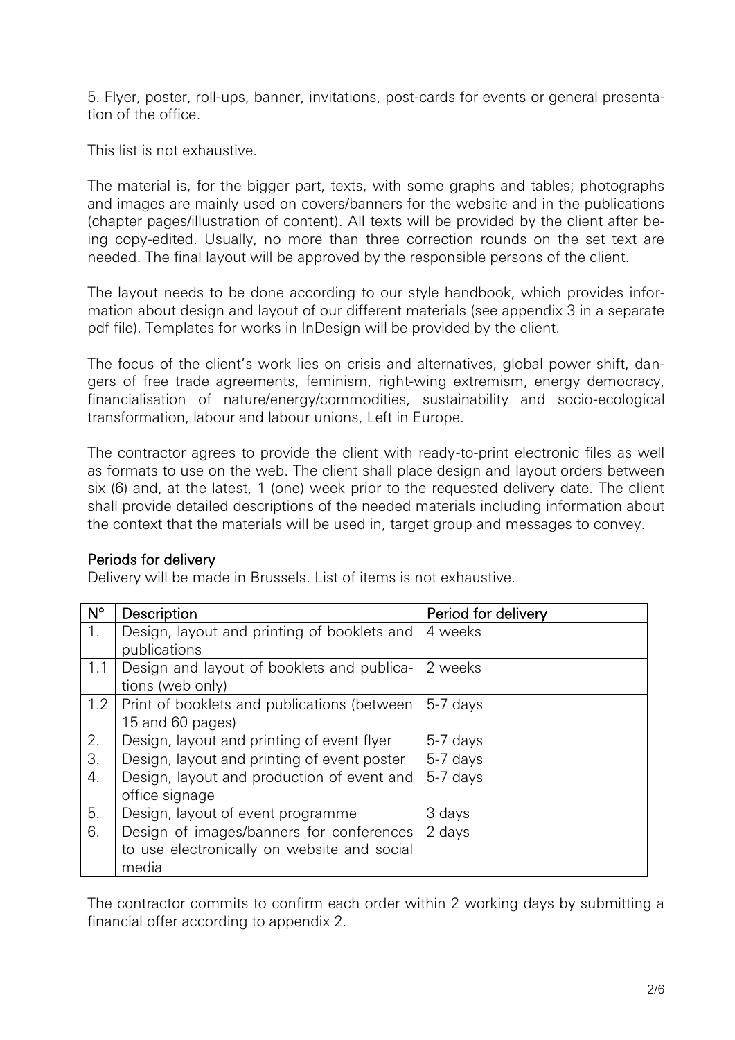5. Flyer, poster, roll-ups, banner, invitations, post-cards for events or general presentation of the office.

This list is not exhaustive.

The material is, for the bigger part, texts, with some graphs and tables; photographs and images are mainly used on covers/banners for the website and in the publications (chapter pages/illustration of content). All texts will be provided by the client after being copy-edited. Usually, no more than three correction rounds on the set text are needed. The final layout will be approved by the responsible persons of the client.

The layout needs to be done according to our style handbook, which provides information about design and layout of our different materials (see appendix 3 in a separate pdf file). Templates for works in InDesign will be provided by the client.

The focus of the client's work lies on crisis and alternatives, global power shift, dangers of free trade agreements, feminism, right-wing extremism, energy democracy, financialisation of nature/energy/commodities, sustainability and socio-ecological transformation, labour and labour unions, Left in Europe.

The contractor agrees to provide the client with ready-to-print electronic files as well as formats to use on the web. The client shall place design and layout orders between six (6) and, at the latest, 1 (one) week prior to the requested delivery date. The client shall provide detailed descriptions of the needed materials including information about the context that the materials will be used in, target group and messages to convey.

### Periods for delivery

Delivery will be made in Brussels. List of items is not exhaustive.

| N° | Description | Period for delivery |
|---|---|---|
| 1. | Design, layout and printing of booklets and publications | 4 weeks |
| 1.1 | Design and layout of booklets and publications (web only) | 2 weeks |
| 1.2 | Print of booklets and publications (between 15 and 60 pages) | 5-7 days |
| 2. | Design, layout and printing of event flyer | 5-7 days |
| 3. | Design, layout and printing of event poster | 5-7 days |
| 4. | Design, layout and production of event and office signage | 5-7 days |
| 5. | Design, layout of event programme | 3 days |
| 6. | Design of images/banners for conferences to use electronically on website and social media | 2 days |

The contractor commits to confirm each order within 2 working days by submitting a financial offer according to appendix 2.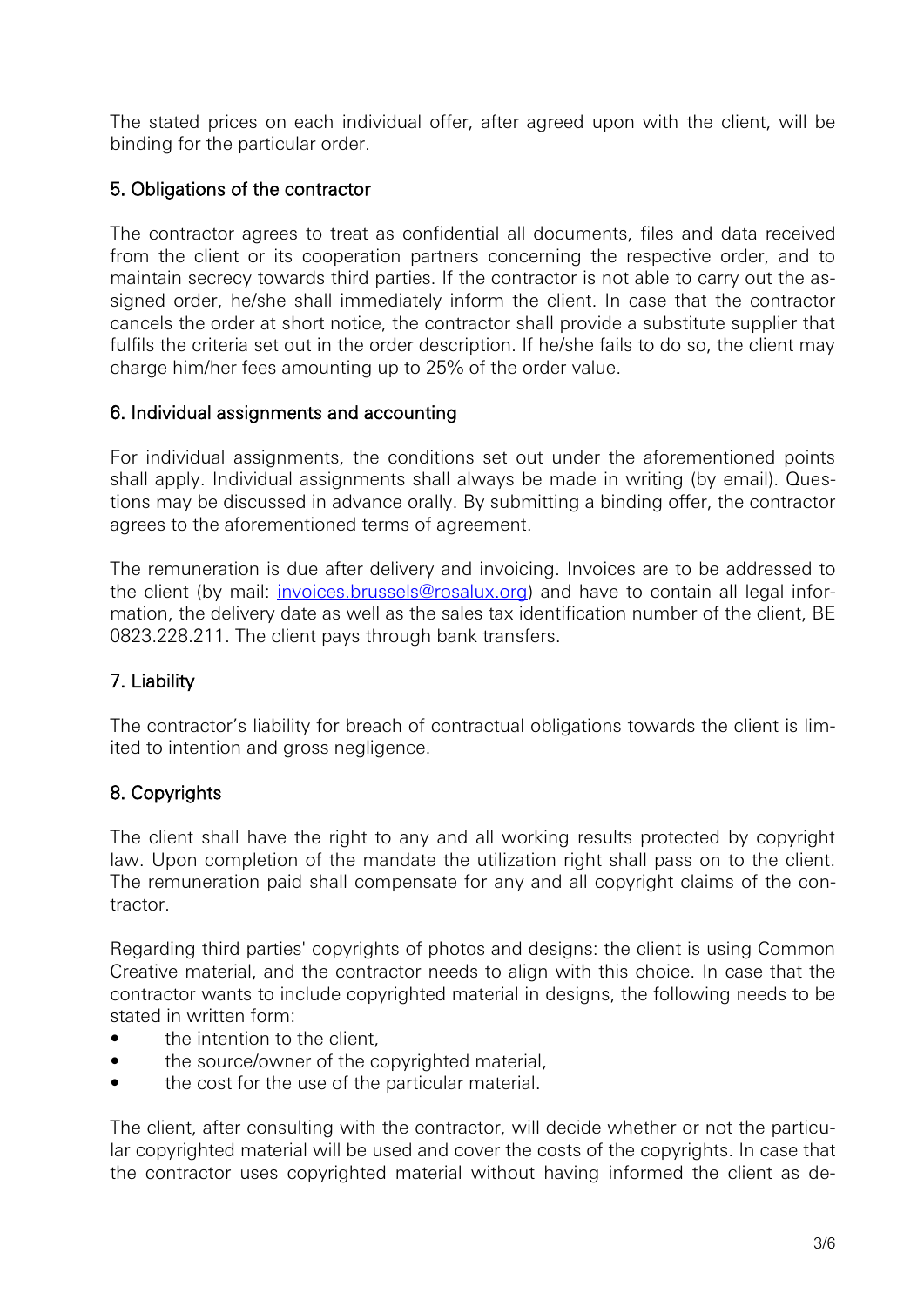The stated prices on each individual offer, after agreed upon with the client, will be binding for the particular order.

## 5. Obligations of the contractor

The contractor agrees to treat as confidential all documents, files and data received from the client or its cooperation partners concerning the respective order, and to maintain secrecy towards third parties. If the contractor is not able to carry out the assigned order, he/she shall immediately inform the client. In case that the contractor cancels the order at short notice, the contractor shall provide a substitute supplier that fulfils the criteria set out in the order description. If he/she fails to do so, the client may charge him/her fees amounting up to 25% of the order value.

## 6. Individual assignments and accounting

For individual assignments, the conditions set out under the aforementioned points shall apply. Individual assignments shall always be made in writing (by email). Questions may be discussed in advance orally. By submitting a binding offer, the contractor agrees to the aforementioned terms of agreement.

The remuneration is due after delivery and invoicing. Invoices are to be addressed to the client (by mail: invoices.brussels@rosalux.org) and have to contain all legal information, the delivery date as well as the sales tax identification number of the client, BE 0823.228.211. The client pays through bank transfers.

## 7. Liability

The contractor's liability for breach of contractual obligations towards the client is limited to intention and gross negligence.

## 8. Copyrights

The client shall have the right to any and all working results protected by copyright law. Upon completion of the mandate the utilization right shall pass on to the client. The remuneration paid shall compensate for any and all copyright claims of the contractor.

Regarding third parties' copyrights of photos and designs: the client is using Common Creative material, and the contractor needs to align with this choice. In case that the contractor wants to include copyrighted material in designs, the following needs to be stated in written form:

- the intention to the client,
- the source/owner of the copyrighted material,
- the cost for the use of the particular material.

The client, after consulting with the contractor, will decide whether or not the particular copyrighted material will be used and cover the costs of the copyrights. In case that the contractor uses copyrighted material without having informed the client as de-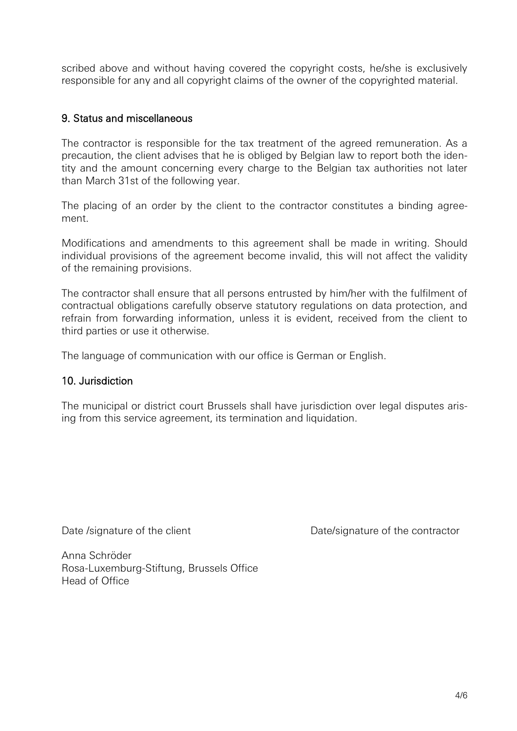scribed above and without having covered the copyright costs, he/she is exclusively responsible for any and all copyright claims of the owner of the copyrighted material.

## 9. Status and miscellaneous

The contractor is responsible for the tax treatment of the agreed remuneration. As a precaution, the client advises that he is obliged by Belgian law to report both the identity and the amount concerning every charge to the Belgian tax authorities not later than March 31st of the following year.

The placing of an order by the client to the contractor constitutes a binding agreement.

Modifications and amendments to this agreement shall be made in writing. Should individual provisions of the agreement become invalid, this will not affect the validity of the remaining provisions.

The contractor shall ensure that all persons entrusted by him/her with the fulfilment of contractual obligations carefully observe statutory regulations on data protection, and refrain from forwarding information, unless it is evident, received from the client to third parties or use it otherwise.

The language of communication with our office is German or English.

## 10. Jurisdiction

The municipal or district court Brussels shall have jurisdiction over legal disputes arising from this service agreement, its termination and liquidation.

Date /signature of the client

Date/signature of the contractor

Anna Schröder
Rosa-Luxemburg-Stiftung, Brussels Office
Head of Office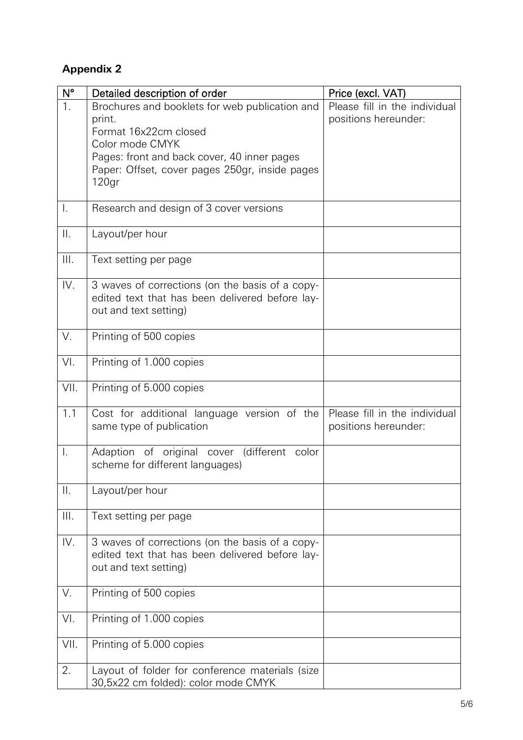**Appendix 2**

| N° | Detailed description of order | Price (excl. VAT) |
|---|---|---|
| 1. | Brochures and booklets for web publication and print.<br>Format 16x22cm closed<br>Color mode CMYK<br>Pages: front and back cover, 40 inner pages<br>Paper: Offset, cover pages 250gr, inside pages 120gr | Please fill in the individual positions hereunder: |
| I. | Research and design of 3 cover versions | |
| II. | Layout/per hour | |
| III. | Text setting per page | |
| IV. | 3 waves of corrections (on the basis of a copy-edited text that has been delivered before lay-out and text setting) | |
| V. | Printing of 500 copies | |
| VI. | Printing of 1.000 copies | |
| VII. | Printing of 5.000 copies | |
| 1.1 | Cost for additional language version of the same type of publication | Please fill in the individual positions hereunder: |
| I. | Adaption of original cover (different color scheme for different languages) | |
| II. | Layout/per hour | |
| III. | Text setting per page | |
| IV. | 3 waves of corrections (on the basis of a copy-edited text that has been delivered before lay-out and text setting) | |
| V. | Printing of 500 copies | |
| VI. | Printing of 1.000 copies | |
| VII. | Printing of 5.000 copies | |
| 2. | Layout of folder for conference materials (size 30,5x22 cm folded): color mode CMYK | |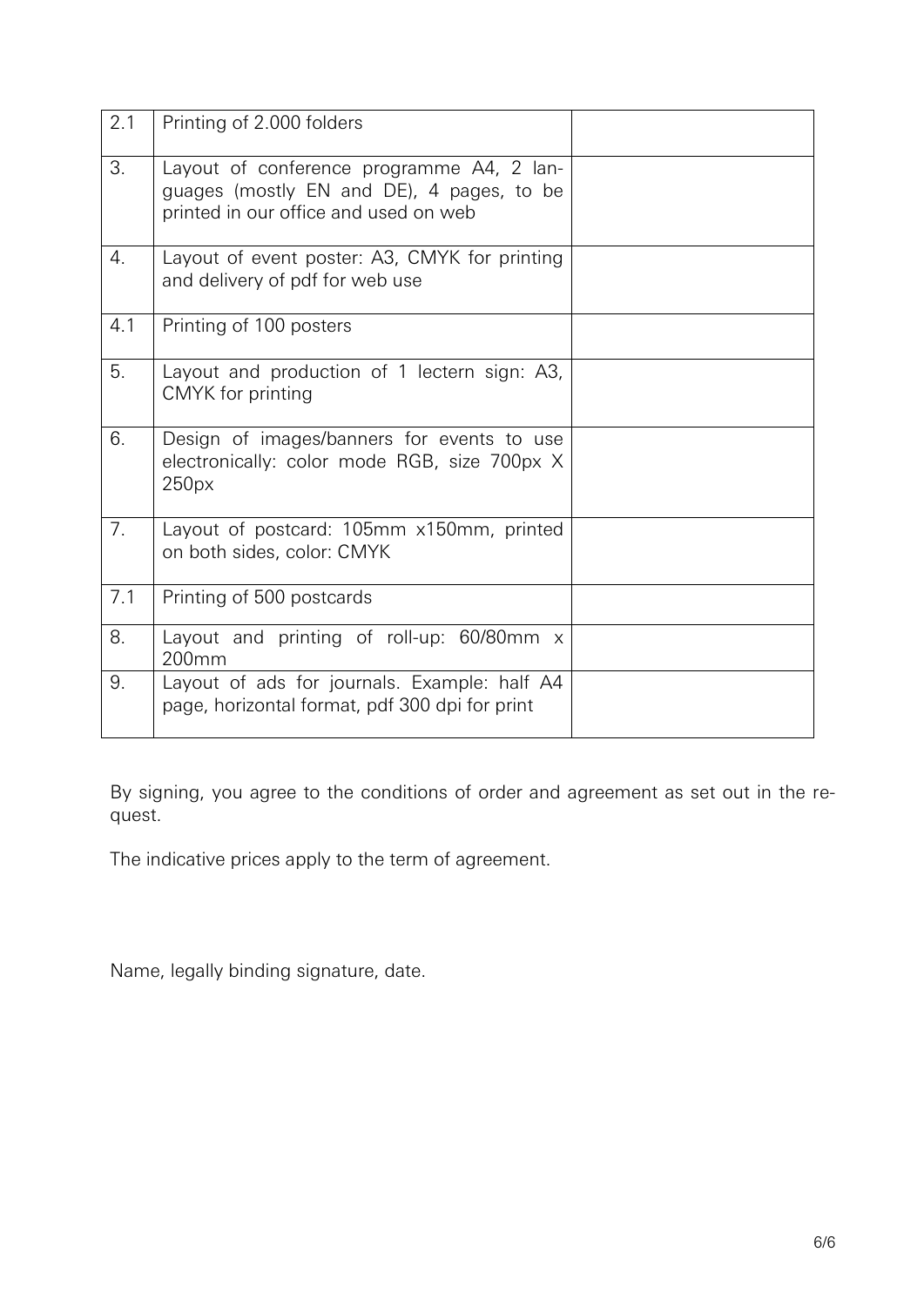| | | |
|---|---|---|
| 2.1 | Printing of 2.000 folders | |
| 3. | Layout of conference programme A4, 2 languages (mostly EN and DE), 4 pages, to be printed in our office and used on web | |
| 4. | Layout of event poster: A3, CMYK for printing and delivery of pdf for web use | |
| 4.1 | Printing of 100 posters | |
| 5. | Layout and production of 1 lectern sign: A3, CMYK for printing | |
| 6. | Design of images/banners for events to use electronically: color mode RGB, size 700px X 250px | |
| 7. | Layout of postcard: 105mm x150mm, printed on both sides, color: CMYK | |
| 7.1 | Printing of 500 postcards | |
| 8. | Layout and printing of roll-up: 60/80mm x 200mm | |
| 9. | Layout of ads for journals. Example: half A4 page, horizontal format, pdf 300 dpi for print | |

By signing, you agree to the conditions of order and agreement as set out in the request.

The indicative prices apply to the term of agreement.

Name, legally binding signature, date.